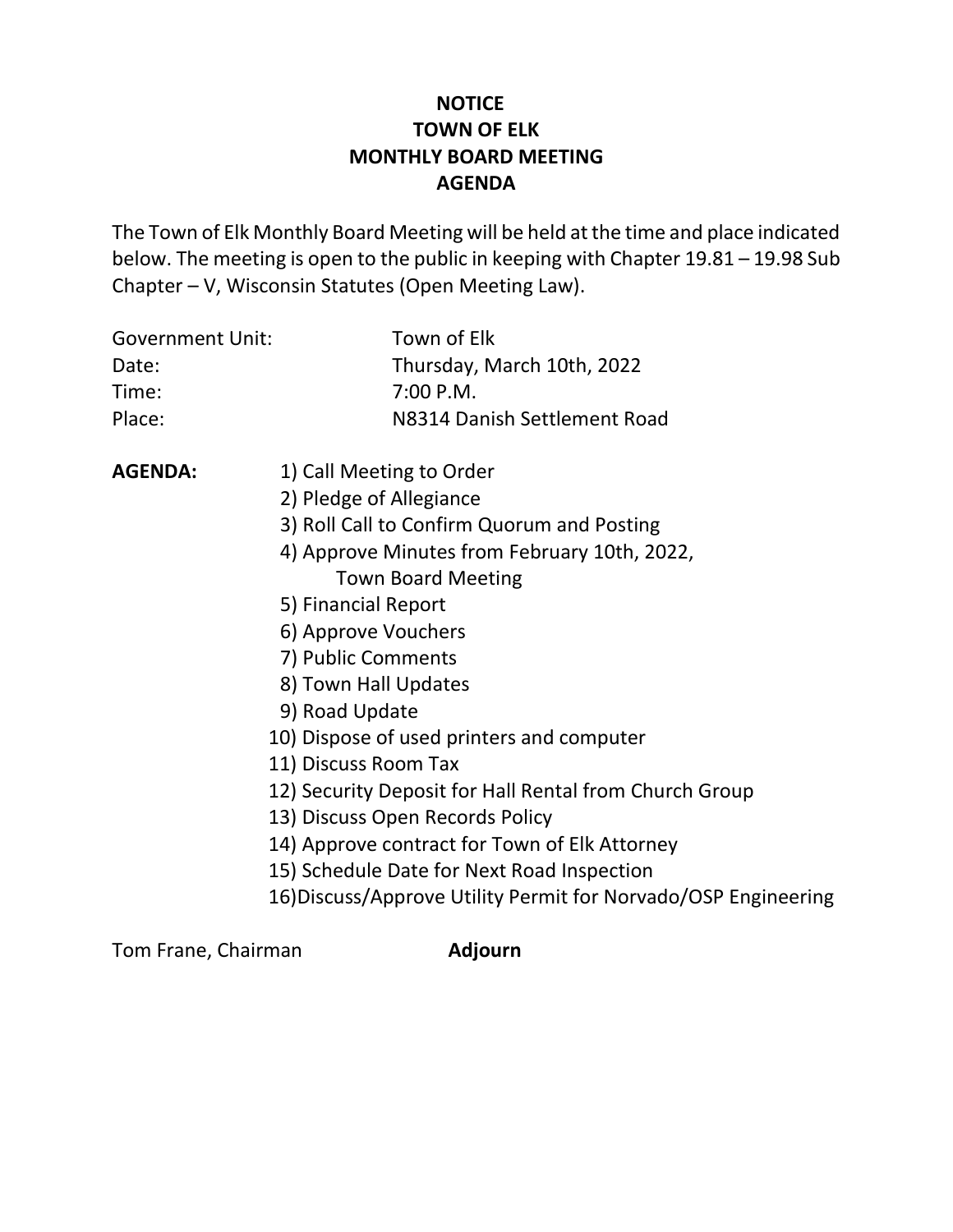# NOTICE
# TOWN OF ELK
# MONTHLY BOARD MEETING
# AGENDA

The Town of Elk Monthly Board Meeting will be held at the time and place indicated below. The meeting is open to the public in keeping with Chapter 19.81 – 19.98 Sub Chapter – V, Wisconsin Statutes (Open Meeting Law).

| | |
|---|---|
| Government Unit: | Town of Elk |
| Date: | Thursday, March 10th, 2022 |
| Time: | 7:00 P.M. |
| Place: | N8314 Danish Settlement Road |

**AGENDA:**

1) Call Meeting to Order
2) Pledge of Allegiance
3) Roll Call to Confirm Quorum and Posting
4) Approve Minutes from February 10th, 2022, Town Board Meeting
5) Financial Report
6) Approve Vouchers
7) Public Comments
8) Town Hall Updates
9) Road Update
10) Dispose of used printers and computer
11) Discuss Room Tax
12) Security Deposit for Hall Rental from Church Group
13) Discuss Open Records Policy
14) Approve contract for Town of Elk Attorney
15) Schedule Date for Next Road Inspection
16) Discuss/Approve Utility Permit for Norvado/OSP Engineering

Tom Frane, Chairman

**Adjourn**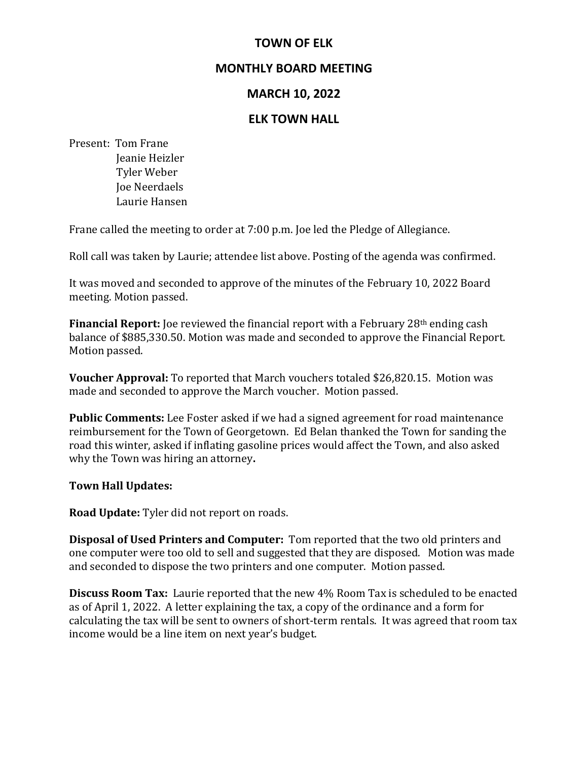# TOWN OF ELK

## MONTHLY BOARD MEETING

## MARCH 10, 2022

## ELK TOWN HALL

Present: Tom Frane
Jeanie Heizler
Tyler Weber
Joe Neerdaels
Laurie Hansen

Frane called the meeting to order at 7:00 p.m. Joe led the Pledge of Allegiance.

Roll call was taken by Laurie; attendee list above. Posting of the agenda was confirmed.

It was moved and seconded to approve of the minutes of the February 10, 2022 Board meeting. Motion passed.

**Financial Report:** Joe reviewed the financial report with a February 28th ending cash balance of $885,330.50. Motion was made and seconded to approve the Financial Report. Motion passed.

**Voucher Approval:** To reported that March vouchers totaled $26,820.15. Motion was made and seconded to approve the March voucher. Motion passed.

**Public Comments:** Lee Foster asked if we had a signed agreement for road maintenance reimbursement for the Town of Georgetown. Ed Belan thanked the Town for sanding the road this winter, asked if inflating gasoline prices would affect the Town, and also asked why the Town was hiring an attorney**.**

**Town Hall Updates:**

**Road Update:** Tyler did not report on roads.

**Disposal of Used Printers and Computer:** Tom reported that the two old printers and one computer were too old to sell and suggested that they are disposed. Motion was made and seconded to dispose the two printers and one computer. Motion passed.

**Discuss Room Tax:** Laurie reported that the new 4% Room Tax is scheduled to be enacted as of April 1, 2022. A letter explaining the tax, a copy of the ordinance and a form for calculating the tax will be sent to owners of short-term rentals. It was agreed that room tax income would be a line item on next year's budget.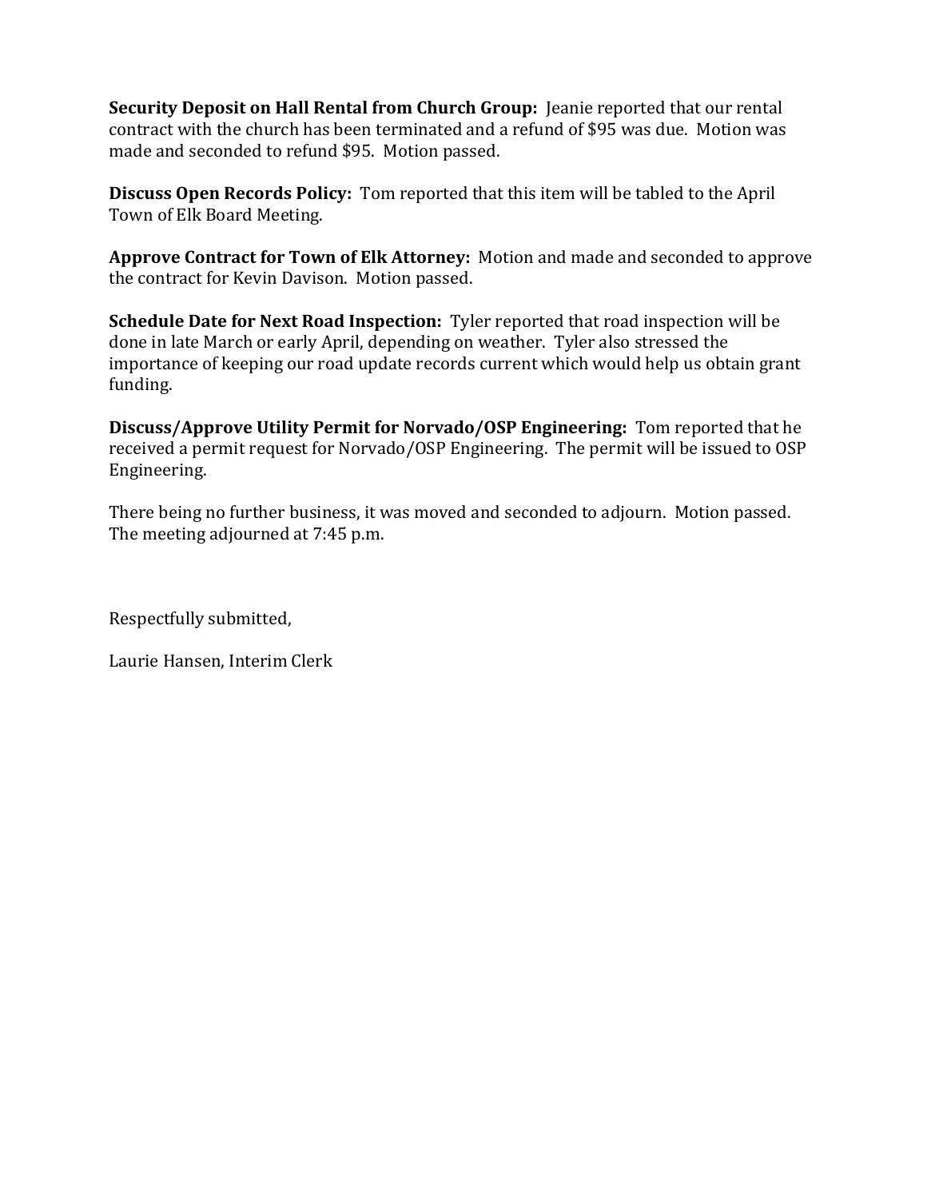**Security Deposit on Hall Rental from Church Group:** Jeanie reported that our rental contract with the church has been terminated and a refund of $95 was due. Motion was made and seconded to refund $95. Motion passed.

**Discuss Open Records Policy:** Tom reported that this item will be tabled to the April Town of Elk Board Meeting.

**Approve Contract for Town of Elk Attorney:** Motion and made and seconded to approve the contract for Kevin Davison. Motion passed.

**Schedule Date for Next Road Inspection:** Tyler reported that road inspection will be done in late March or early April, depending on weather. Tyler also stressed the importance of keeping our road update records current which would help us obtain grant funding.

**Discuss/Approve Utility Permit for Norvado/OSP Engineering:** Tom reported that he received a permit request for Norvado/OSP Engineering. The permit will be issued to OSP Engineering.

There being no further business, it was moved and seconded to adjourn. Motion passed. The meeting adjourned at 7:45 p.m.

Respectfully submitted,

Laurie Hansen, Interim Clerk